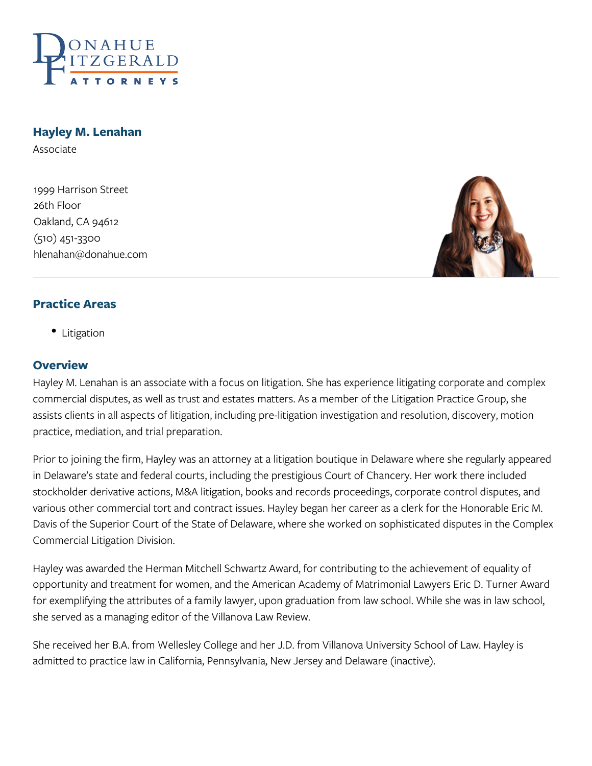DONAHUE FITZGERALD ATTORNEYS

## Hayley M. Lenahan

Associate

1999 Harrison Street
26th Floor
Oakland, CA 94612
(510) 451-3300
hlenahan@donahue.com

### Practice Areas

- Litigation

### Overview

Hayley M. Lenahan is an associate with a focus on litigation. She has experience litigating corporate and complex commercial disputes, as well as trust and estates matters. As a member of the Litigation Practice Group, she assists clients in all aspects of litigation, including pre-litigation investigation and resolution, discovery, motion practice, mediation, and trial preparation.

Prior to joining the firm, Hayley was an attorney at a litigation boutique in Delaware where she regularly appeared in Delaware's state and federal courts, including the prestigious Court of Chancery. Her work there included stockholder derivative actions, M&A litigation, books and records proceedings, corporate control disputes, and various other commercial tort and contract issues. Hayley began her career as a clerk for the Honorable Eric M. Davis of the Superior Court of the State of Delaware, where she worked on sophisticated disputes in the Complex Commercial Litigation Division.

Hayley was awarded the Herman Mitchell Schwartz Award, for contributing to the achievement of equality of opportunity and treatment for women, and the American Academy of Matrimonial Lawyers Eric D. Turner Award for exemplifying the attributes of a family lawyer, upon graduation from law school. While she was in law school, she served as a managing editor of the Villanova Law Review.

She received her B.A. from Wellesley College and her J.D. from Villanova University School of Law. Hayley is admitted to practice law in California, Pennsylvania, New Jersey and Delaware (inactive).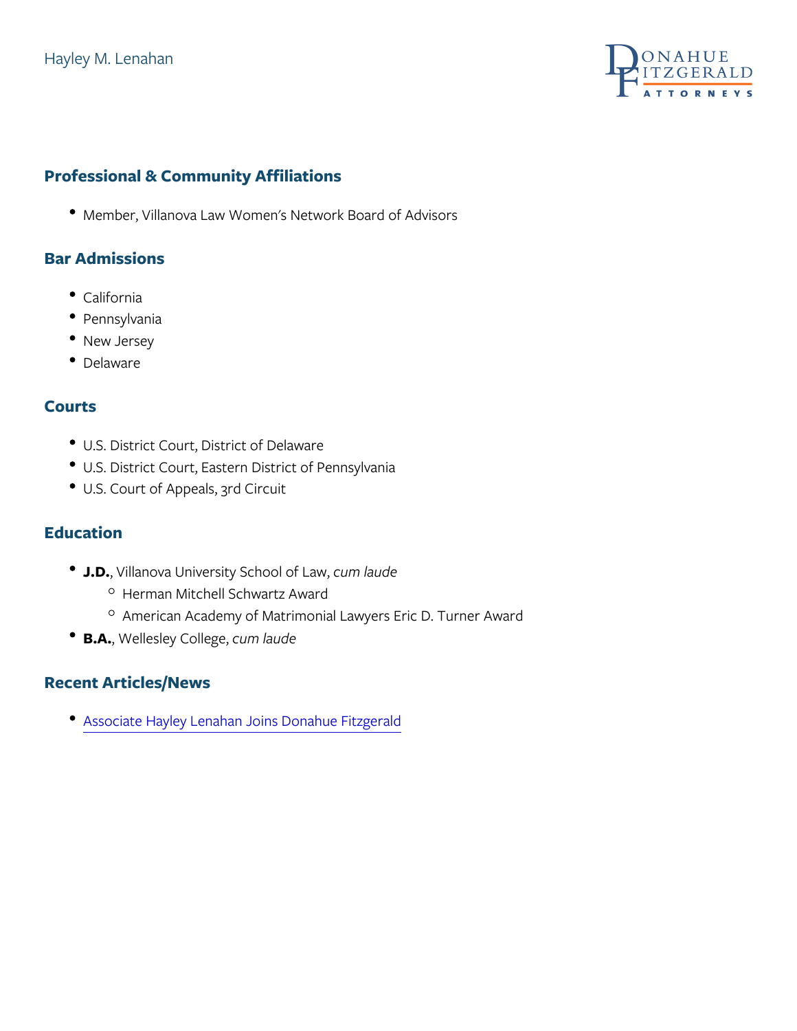## Professional & Community Affiliations

- Member, Villanova Law Women's Network Board of Advisors

## Bar Admissions

- California
- Pennsylvania
- New Jersey
- Delaware

## Courts

- U.S. District Court, District of Delaware
- U.S. District Court, Eastern District of Pennsylvania
- U.S. Court of Appeals, 3rd Circuit

## Education

- **J.D.**, Villanova University School of Law, *cum laude*
  - Herman Mitchell Schwartz Award
  - American Academy of Matrimonial Lawyers Eric D. Turner Award
- **B.A.**, Wellesley College, *cum laude*

## Recent Articles/News

- Associate Hayley Lenahan Joins Donahue Fitzgerald